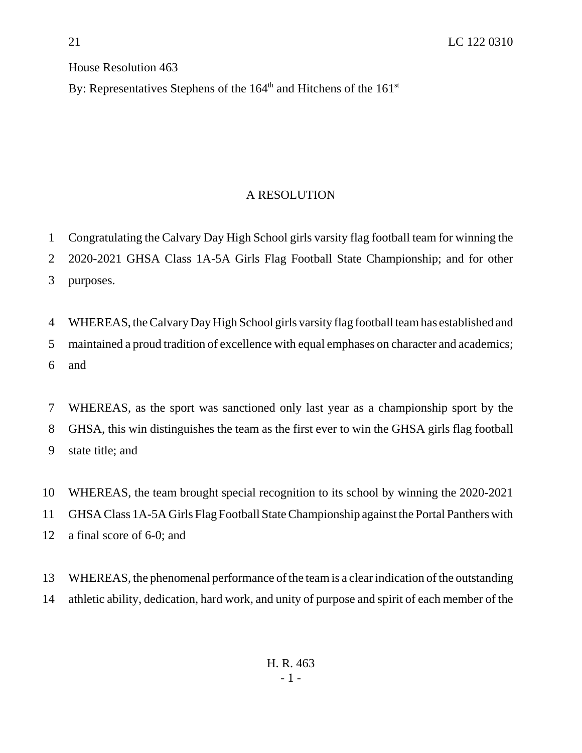House Resolution 463

By: Representatives Stephens of the 164th and Hitchens of the 161st

# A RESOLUTION

Congratulating the Calvary Day High School girls varsity flag football team for winning the 2020-2021 GHSA Class 1A-5A Girls Flag Football State Championship; and for other purposes.

WHEREAS, the Calvary Day High School girls varsity flag football team has established and maintained a proud tradition of excellence with equal emphases on character and academics; and

WHEREAS, as the sport was sanctioned only last year as a championship sport by the GHSA, this win distinguishes the team as the first ever to win the GHSA girls flag football state title; and

WHEREAS, the team brought special recognition to its school by winning the 2020-2021 GHSA Class 1A-5A Girls Flag Football State Championship against the Portal Panthers with a final score of 6-0; and

WHEREAS, the phenomenal performance of the team is a clear indication of the outstanding athletic ability, dedication, hard work, and unity of purpose and spirit of each member of the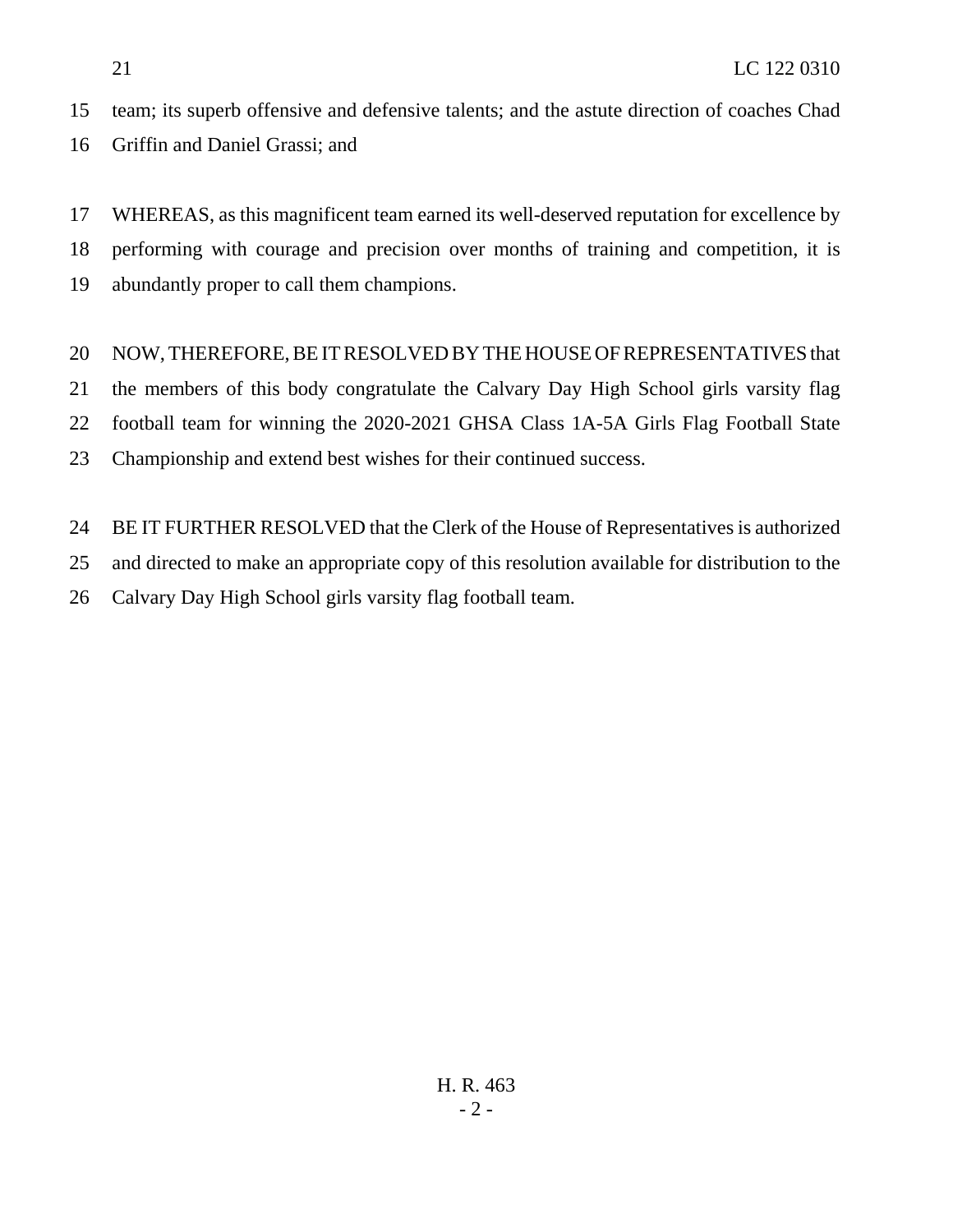team; its superb offensive and defensive talents; and the astute direction of coaches Chad Griffin and Daniel Grassi; and

WHEREAS, as this magnificent team earned its well-deserved reputation for excellence by performing with courage and precision over months of training and competition, it is abundantly proper to call them champions.

NOW, THEREFORE, BE IT RESOLVED BY THE HOUSE OF REPRESENTATIVES that the members of this body congratulate the Calvary Day High School girls varsity flag football team for winning the 2020-2021 GHSA Class 1A-5A Girls Flag Football State Championship and extend best wishes for their continued success.

BE IT FURTHER RESOLVED that the Clerk of the House of Representatives is authorized and directed to make an appropriate copy of this resolution available for distribution to the Calvary Day High School girls varsity flag football team.